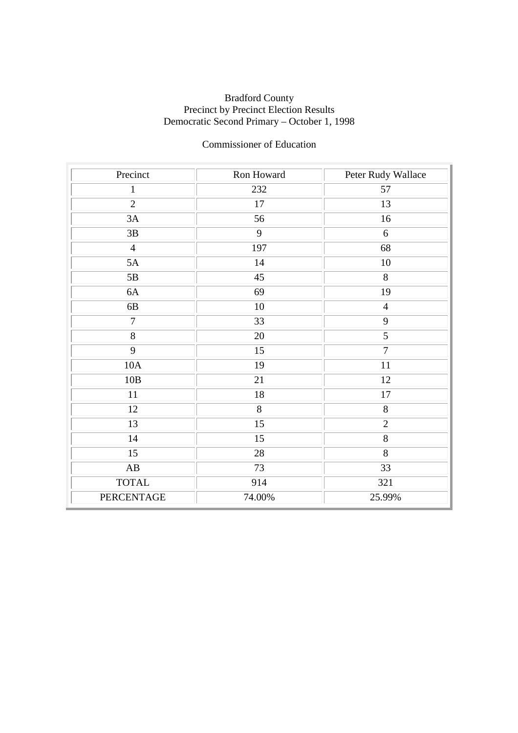Bradford County
Precinct by Precinct Election Results
Democratic Second Primary – October 1, 1998

Commissioner of Education

| Precinct | Ron Howard | Peter Rudy Wallace |
|---|---|---|
| 1 | 232 | 57 |
| 2 | 17 | 13 |
| 3A | 56 | 16 |
| 3B | 9 | 6 |
| 4 | 197 | 68 |
| 5A | 14 | 10 |
| 5B | 45 | 8 |
| 6A | 69 | 19 |
| 6B | 10 | 4 |
| 7 | 33 | 9 |
| 8 | 20 | 5 |
| 9 | 15 | 7 |
| 10A | 19 | 11 |
| 10B | 21 | 12 |
| 11 | 18 | 17 |
| 12 | 8 | 8 |
| 13 | 15 | 2 |
| 14 | 15 | 8 |
| 15 | 28 | 8 |
| AB | 73 | 33 |
| TOTAL | 914 | 321 |
| PERCENTAGE | 74.00% | 25.99% |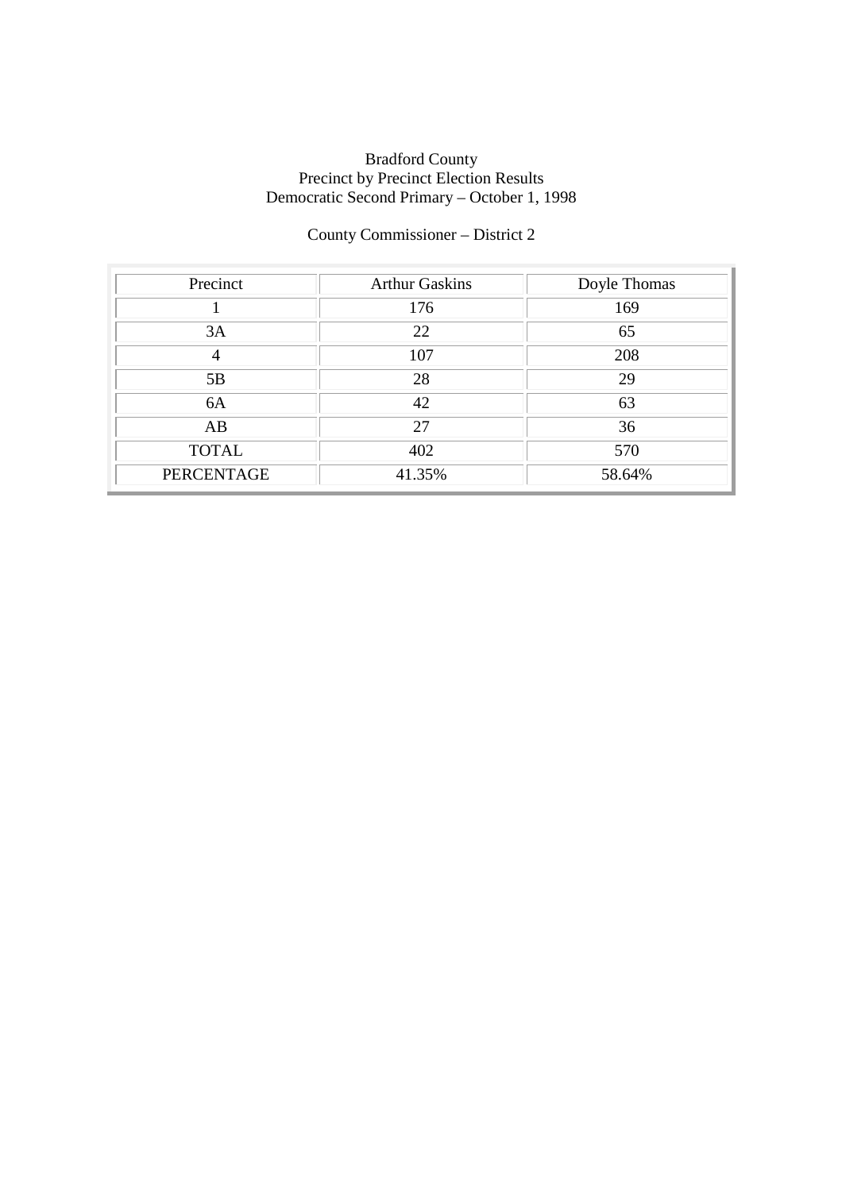Bradford County
Precinct by Precinct Election Results
Democratic Second Primary – October 1, 1998

County Commissioner – District 2

| Precinct | Arthur Gaskins | Doyle Thomas |
|---|---|---|
| 1 | 176 | 169 |
| 3A | 22 | 65 |
| 4 | 107 | 208 |
| 5B | 28 | 29 |
| 6A | 42 | 63 |
| AB | 27 | 36 |
| TOTAL | 402 | 570 |
| PERCENTAGE | 41.35% | 58.64% |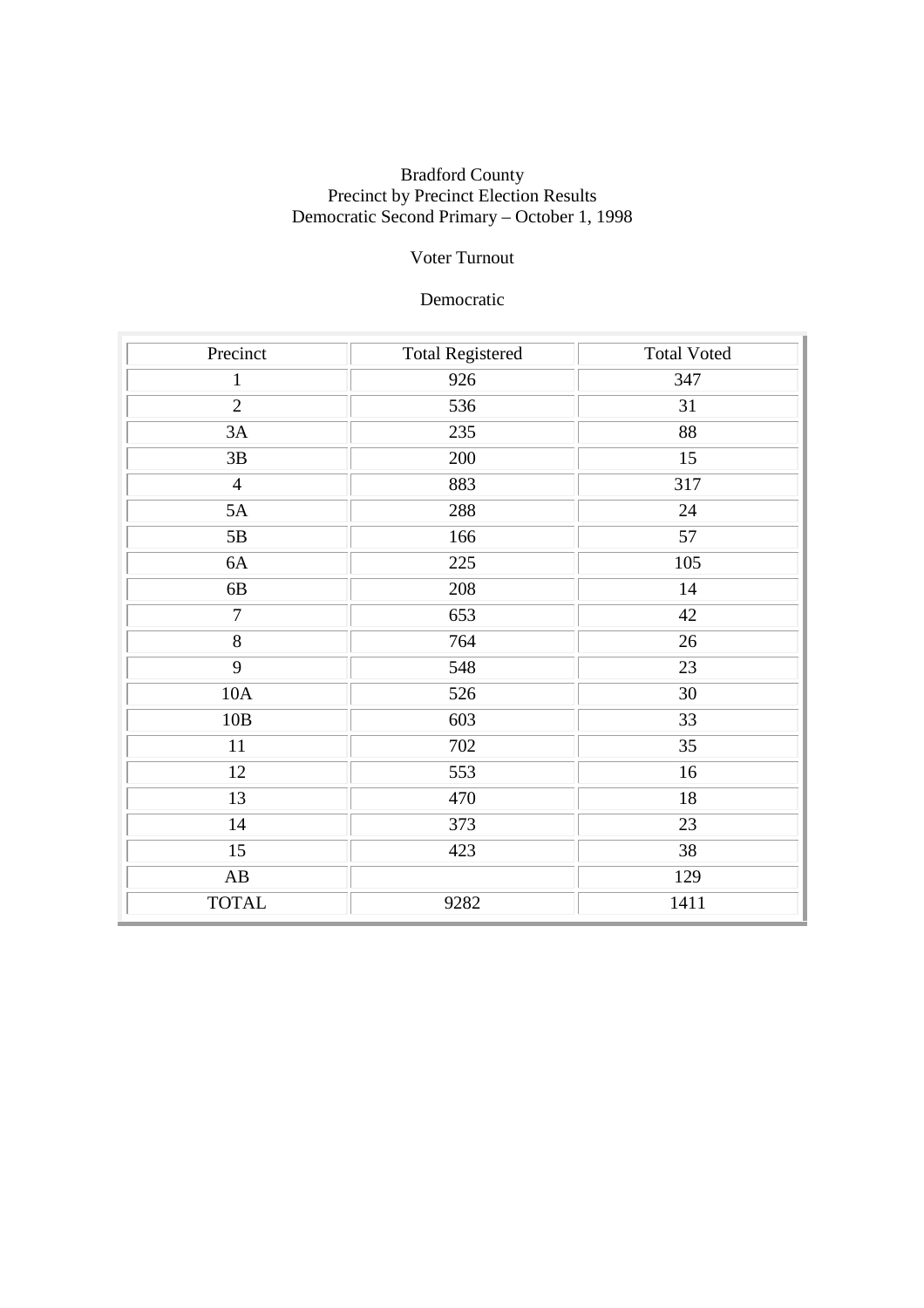Bradford County
Precinct by Precinct Election Results
Democratic Second Primary – October 1, 1998

Voter Turnout

Democratic

| Precinct | Total Registered | Total Voted |
|---|---|---|
| 1 | 926 | 347 |
| 2 | 536 | 31 |
| 3A | 235 | 88 |
| 3B | 200 | 15 |
| 4 | 883 | 317 |
| 5A | 288 | 24 |
| 5B | 166 | 57 |
| 6A | 225 | 105 |
| 6B | 208 | 14 |
| 7 | 653 | 42 |
| 8 | 764 | 26 |
| 9 | 548 | 23 |
| 10A | 526 | 30 |
| 10B | 603 | 33 |
| 11 | 702 | 35 |
| 12 | 553 | 16 |
| 13 | 470 | 18 |
| 14 | 373 | 23 |
| 15 | 423 | 38 |
| AB | | 129 |
| TOTAL | 9282 | 1411 |